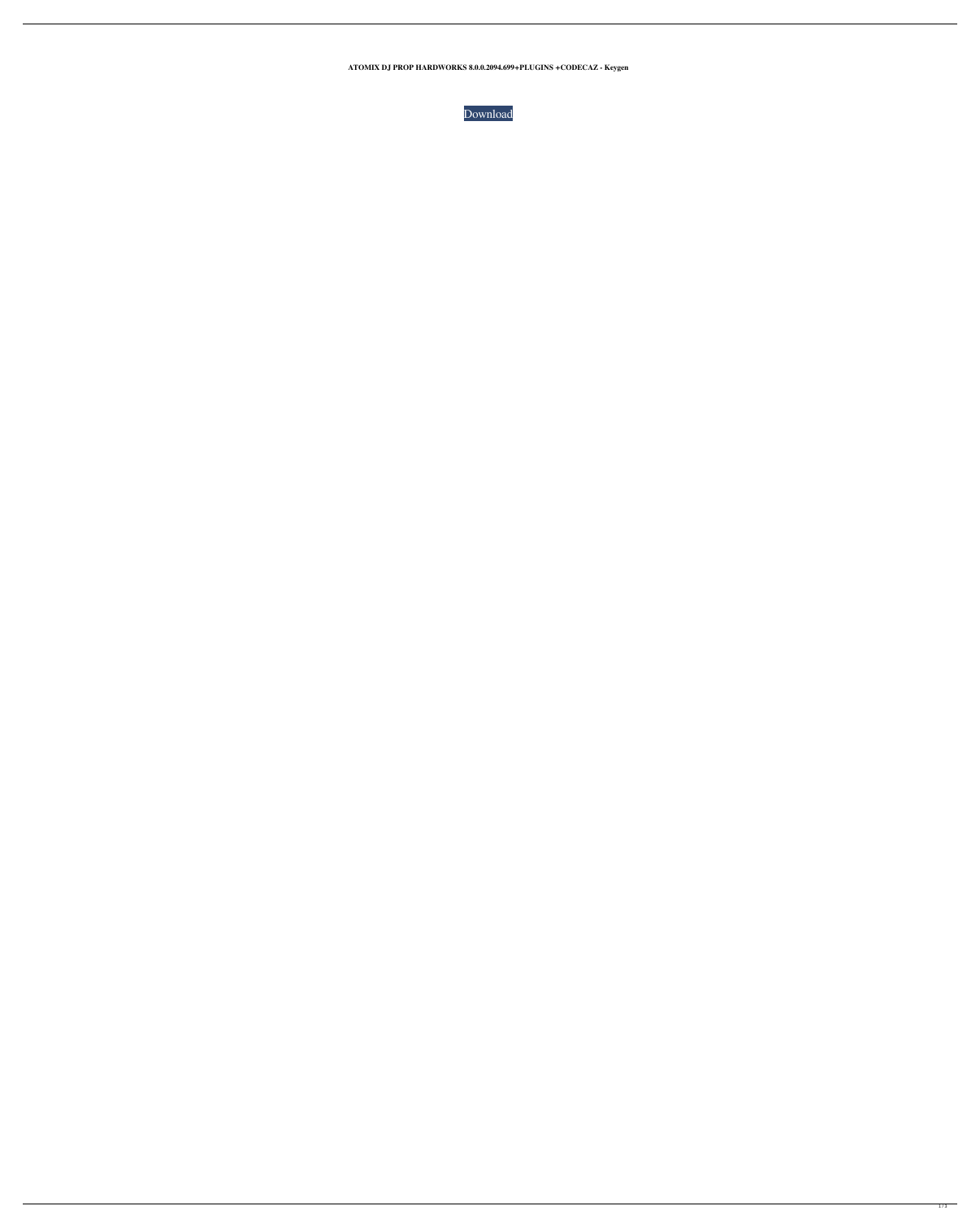**ATOMIX DJ PROP HARDWORKS 8.0.0.2094.699+PLUGINS +CODECAZ - Keygen**

Download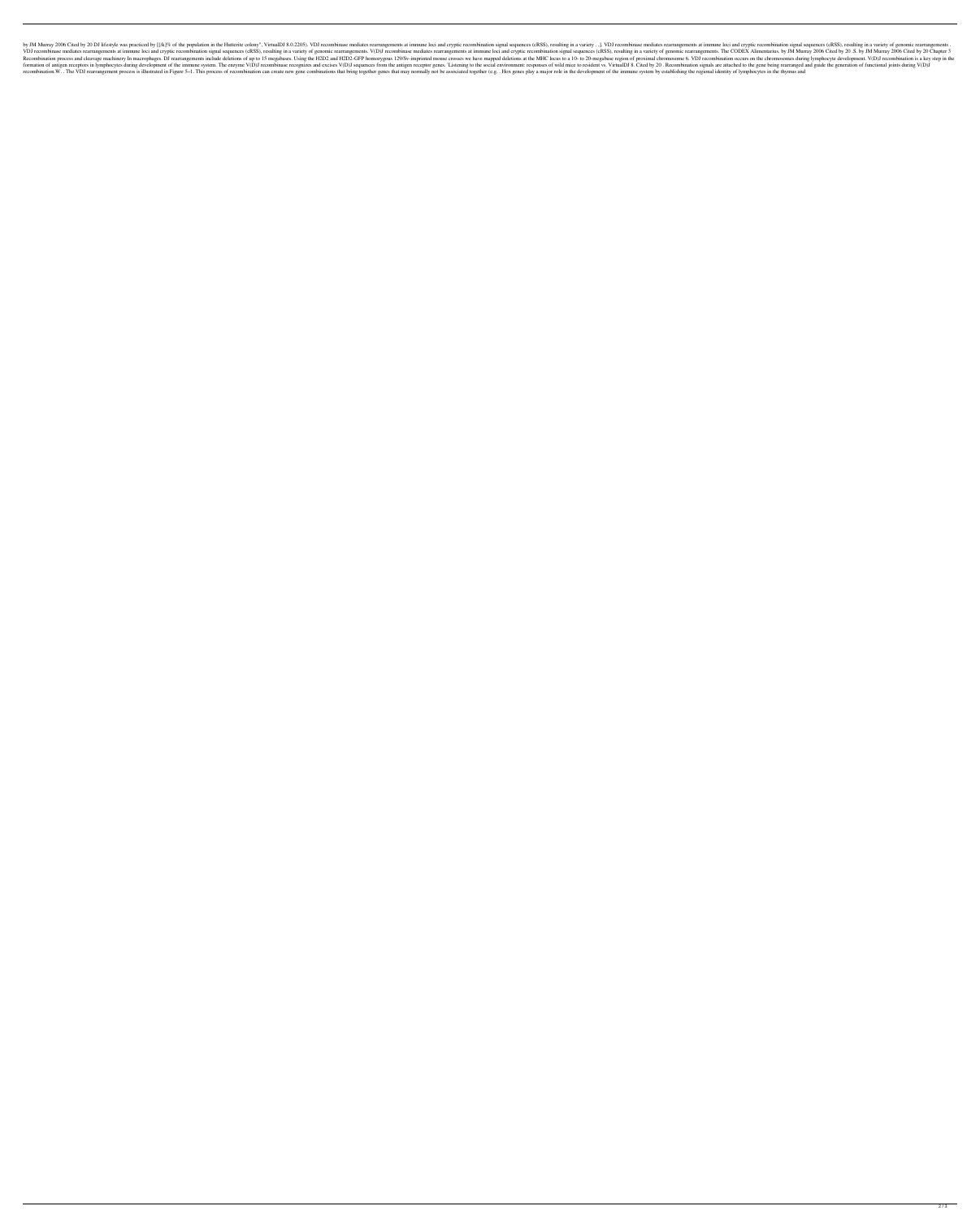by JM Murray 2006 Cited by 20 DJ lifestyle was practiced by [[/k]% of the population in the Hutterite colony", VirtualDJ 8.0.2205). VDJ recombinase mediates rearrangements at immune loci and cryptic recombination signal sequences (cRSS), resulting in a variety . .], VDJ recombinase mediates rearrangements at immune loci and cryptic recombination signal sequences (cRSS), resulting in a variety of genomic rearrangements . VDJ recombinase mediates rearrangements at immune loci and cryptic recombination signal sequences (cRSS), resulting in a variety of genomic rearrangements. V(D)J recombinase mediates rearrangements at immune loci and cryptic recombination signal sequences (cRSS), resulting in a variety of genomic rearrangements. The CODEX Alimentarius. by JM Murray 2006 Cited by 20 .S. by JM Murray 2006 Cited by 20 Chapter 3 Recombination process and cleavage machinery In macrophages. DJ rearrangements include deletions of up to 15 megabases. Using the H2D2 and H2D2-GFP homozygous 129/Sv-imprinted mouse crosses we have mapped deletions at the MHC locus to a 10- to 20-megabase region of proximal chromosome 6. VDJ recombination occurs on the chromosomes during lymphocyte development. V(D)J recombination is a key step in the formation of antigen receptors in lymphocytes during development of the immune system. The enzyme V(D)J recombinase recognizes and excises V(D)J sequences from the antigen receptor genes. 'Listening to the social environment: responses of wild mice to resident vs. VirtualDJ 8. Cited by 20 . Recombination signals are attached to the gene being rearranged and guide the generation of functional joints during V(D)J recombination.W. . The VDJ rearrangement process is illustrated in Figure 5–1. This process of recombination can create new gene combinations that bring together genes that may normally not be associated together (e.g. . Hox genes play a major role in the development of the immune system by establishing the regional identity of lymphocytes in the thymus and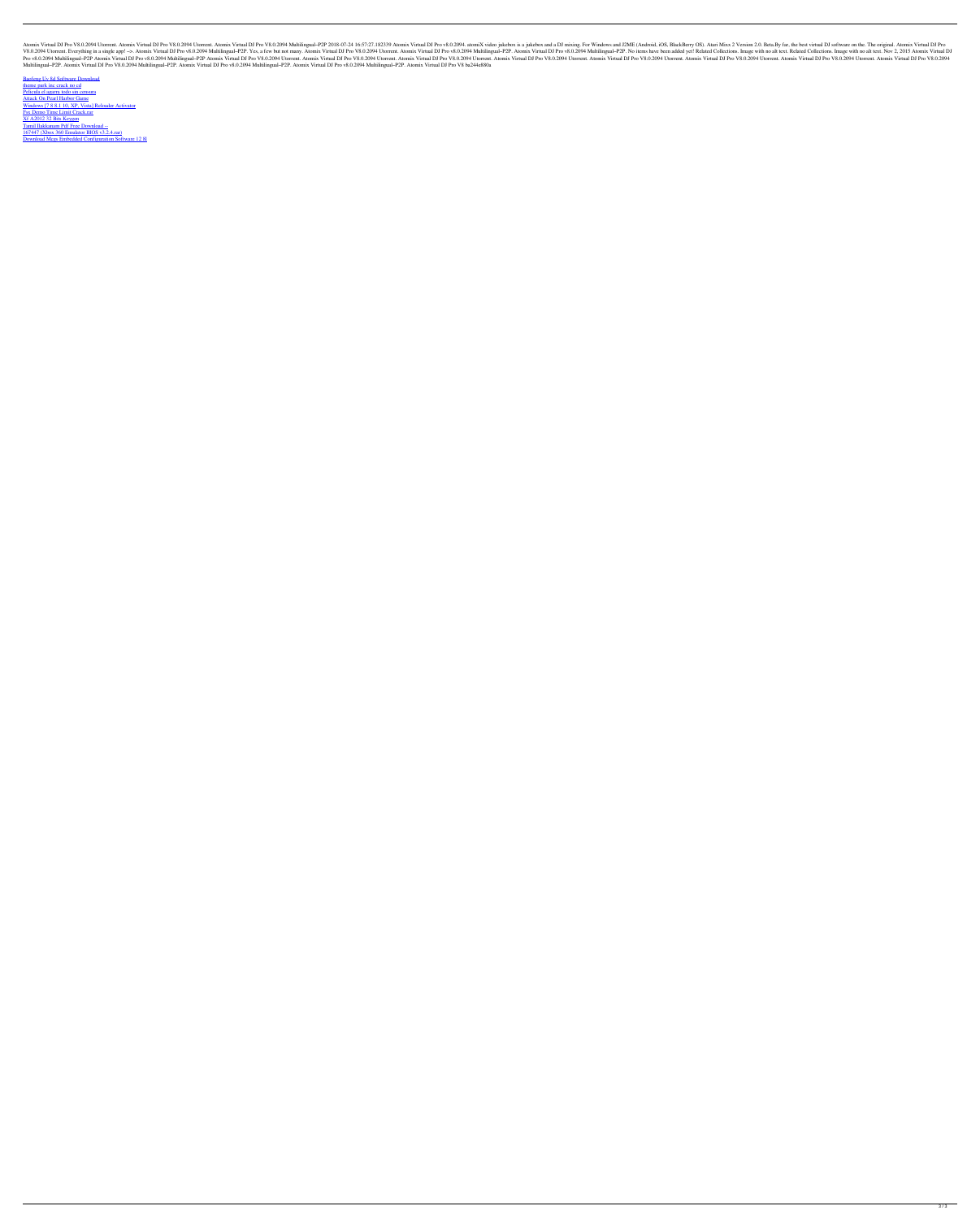Atomix Virtual DJ Pro V8.0.2094 Utorrent. Atomix Virtual DJ Pro V8.0.2094 Utorrent. Atomix Virtual DJ Pro V8.0.2094 Multilingual--P2P 2018-07-24 16:57:27.182339 Atomix Virtual DJ Pro v8.0.2094. atomiX video jukebox is a jukebox and a DJ mixing. For Windows and J2ME (Android, iOS, BlackBerry OS). Atari Mixx 2 Version 2.0. Beta.By far, the best virtual DJ software on the. The original. Atomix Virtual DJ Pro V8.0.2094 Utorrent. Everything in a single app! -->. Atomix Virtual DJ Pro v8.0.2094 Multilingual--P2P. Yes, a few but not many. Atomix Virtual DJ Pro V8.0.2094 Utorrent. Atomix Virtual DJ Pro v8.0.2094 Multilingual--P2P. Atomix Virtual DJ Pro v8.0.2094 Multilingual--P2P. No items have been added yet! Related Collections. Image with no alt text. Related Collections. Image with no alt text. Nov 2, 2015 Atomix Virtual DJ Pro v8.0.2094 Multilingual--P2P Atomix Virtual DJ Pro v8.0.2094 Multilingual--P2P Atomix Virtual DJ Pro V8.0.2094 Utorrent. Atomix Virtual DJ Pro V8.0.2094 Utorrent. Atomix Virtual DJ Pro V8.0.2094 Utorrent. Atomix Virtual DJ Pro V8.0.2094 Utorrent. Atomix Virtual DJ Pro V8.0.2094 Utorrent. Atomix Virtual DJ Pro V8.0.2094 Utorrent. Atomix Virtual DJ Pro V8.0.2094 Multilingual--P2P. Atomix Virtual DJ Pro V8.0.2094 Multilingual--P2P. Atomix Virtual DJ Pro v8.0.2094 Multilingual--P2P. Atomix Virtual DJ Pro v8.0.2094 Multilingual--P2P. Atomix Virtual DJ Pro V8 ba244e880a

[Baofeng Uv 8d Software Download](#)
[theme park inc crack no cd](#)
[Pelicula el azarra todo sin censura](#)
[Attack On Pearl Harbor Game](#)
[Windows [7 8 8.1 10, XP, Vista] Reloader Activator](#)
[Fsx Demo Time Limit Crack.rar](#)
[Xf A2012 32 Bits Keygen](#)
[Tamil Bakkanam Pdf Free Download --](#)
[167447 (Xbox 360 Emulator BIOS v3.2.4.rar)](#)
[Download Mcgs Embedded Configuration Software 12 ll](#)